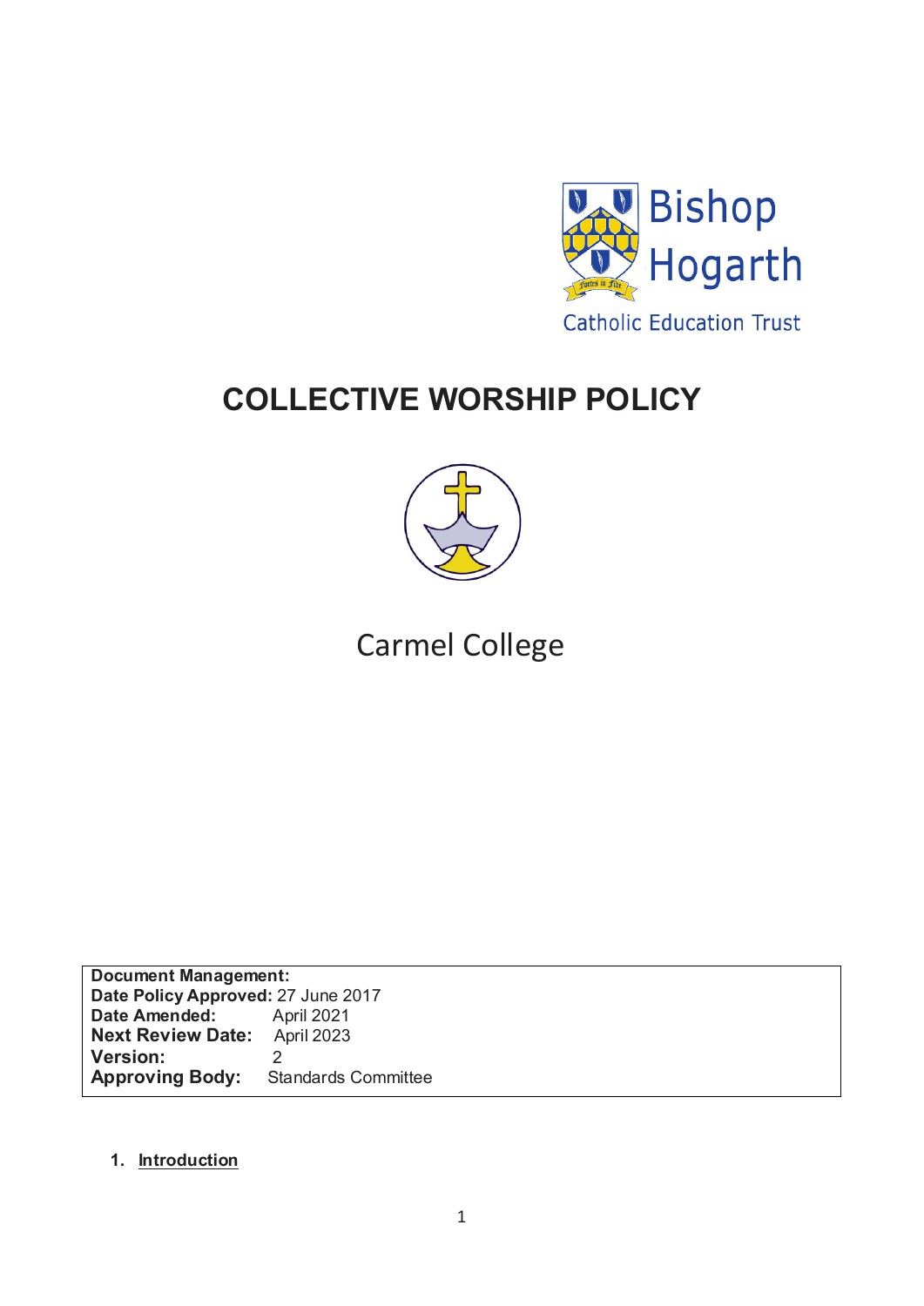Bishop Hogarth

Catholic Education Trust

# COLLECTIVE WORSHIP POLICY

Carmel College

| **Document Management:** | |
|---|---|
| **Date Policy Approved:** | 27 June 2017 |
| **Date Amended:** | April 2021 |
| **Next Review Date:** | April 2023 |
| **Version:** | 2 |
| **Approving Body:** | Standards Committee |

## 1. Introduction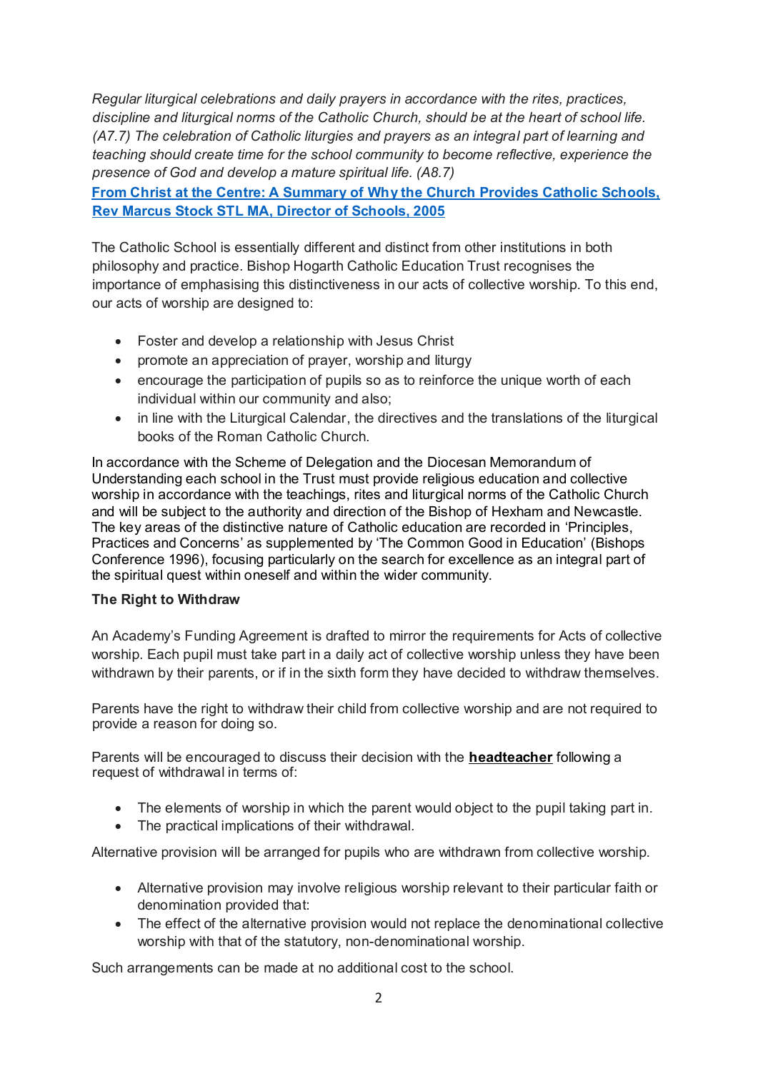*Regular liturgical celebrations and daily prayers in accordance with the rites, practices, discipline and liturgical norms of the Catholic Church, should be at the heart of school life. (A7.7) The celebration of Catholic liturgies and prayers as an integral part of learning and teaching should create time for the school community to become reflective, experience the presence of God and develop a mature spiritual life. (A8.7)*

**From Christ at the Centre: A Summary of Why the Church Provides Catholic Schools, Rev Marcus Stock STL MA, Director of Schools, 2005**

The Catholic School is essentially different and distinct from other institutions in both philosophy and practice. Bishop Hogarth Catholic Education Trust recognises the importance of emphasising this distinctiveness in our acts of collective worship. To this end, our acts of worship are designed to:

- Foster and develop a relationship with Jesus Christ
- promote an appreciation of prayer, worship and liturgy
- encourage the participation of pupils so as to reinforce the unique worth of each individual within our community and also;
- in line with the Liturgical Calendar, the directives and the translations of the liturgical books of the Roman Catholic Church.

In accordance with the Scheme of Delegation and the Diocesan Memorandum of Understanding each school in the Trust must provide religious education and collective worship in accordance with the teachings, rites and liturgical norms of the Catholic Church and will be subject to the authority and direction of the Bishop of Hexham and Newcastle. The key areas of the distinctive nature of Catholic education are recorded in 'Principles, Practices and Concerns' as supplemented by 'The Common Good in Education' (Bishops Conference 1996), focusing particularly on the search for excellence as an integral part of the spiritual quest within oneself and within the wider community.

**The Right to Withdraw**

An Academy's Funding Agreement is drafted to mirror the requirements for Acts of collective worship. Each pupil must take part in a daily act of collective worship unless they have been withdrawn by their parents, or if in the sixth form they have decided to withdraw themselves.

Parents have the right to withdraw their child from collective worship and are not required to provide a reason for doing so.

Parents will be encouraged to discuss their decision with the **headteacher** following a request of withdrawal in terms of:

- The elements of worship in which the parent would object to the pupil taking part in.
- The practical implications of their withdrawal.

Alternative provision will be arranged for pupils who are withdrawn from collective worship.

- Alternative provision may involve religious worship relevant to their particular faith or denomination provided that:
- The effect of the alternative provision would not replace the denominational collective worship with that of the statutory, non-denominational worship.

Such arrangements can be made at no additional cost to the school.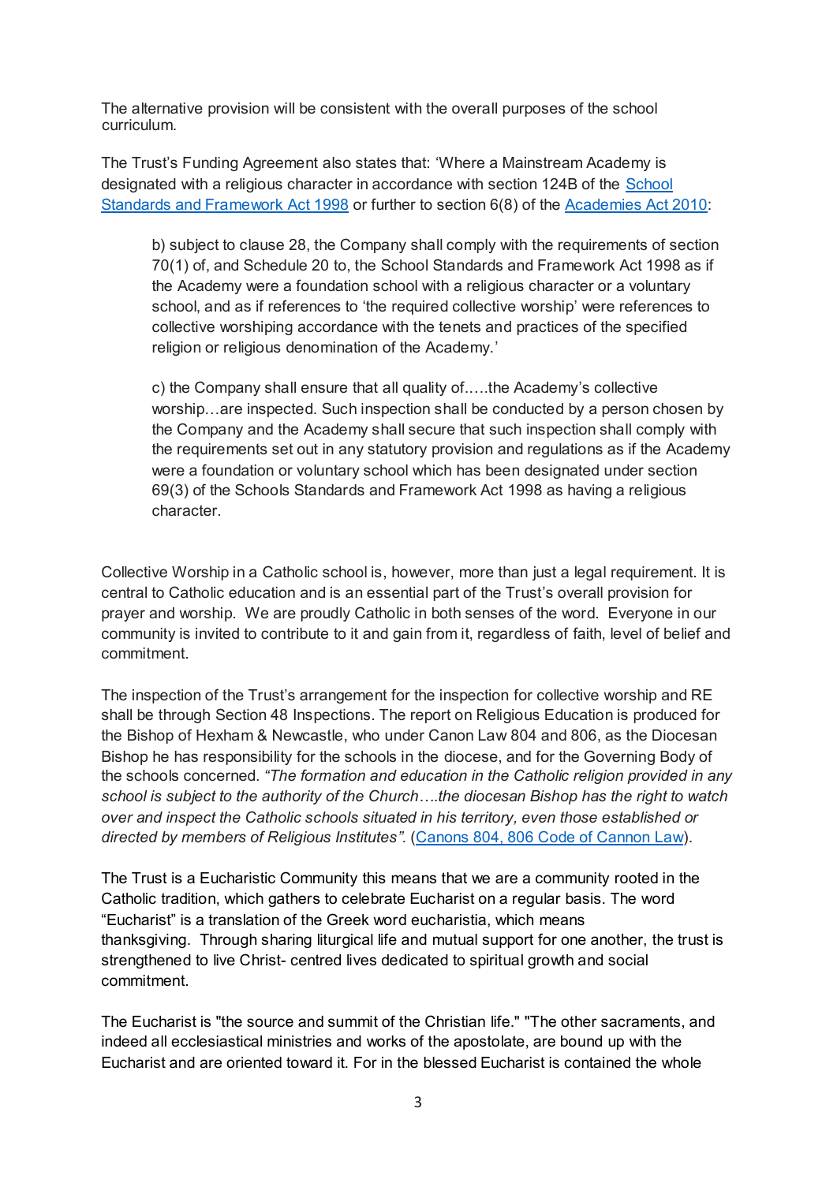The alternative provision will be consistent with the overall purposes of the school curriculum.

The Trust's Funding Agreement also states that: 'Where a Mainstream Academy is designated with a religious character in accordance with section 124B of the [School Standards and Framework Act 1998]() or further to section 6(8) of the [Academies Act 2010]():

> b) subject to clause 28, the Company shall comply with the requirements of section 70(1) of, and Schedule 20 to, the School Standards and Framework Act 1998 as if the Academy were a foundation school with a religious character or a voluntary school, and as if references to 'the required collective worship' were references to collective worshiping accordance with the tenets and practices of the specified religion or religious denomination of the Academy.'
>
> c) the Company shall ensure that all quality of…..the Academy's collective worship…are inspected. Such inspection shall be conducted by a person chosen by the Company and the Academy shall secure that such inspection shall comply with the requirements set out in any statutory provision and regulations as if the Academy were a foundation or voluntary school which has been designated under section 69(3) of the Schools Standards and Framework Act 1998 as having a religious character.

Collective Worship in a Catholic school is, however, more than just a legal requirement. It is central to Catholic education and is an essential part of the Trust's overall provision for prayer and worship. We are proudly Catholic in both senses of the word. Everyone in our community is invited to contribute to it and gain from it, regardless of faith, level of belief and commitment.

The inspection of the Trust's arrangement for the inspection for collective worship and RE shall be through Section 48 Inspections. The report on Religious Education is produced for the Bishop of Hexham & Newcastle, who under Canon Law 804 and 806, as the Diocesan Bishop he has responsibility for the schools in the diocese, and for the Governing Body of the schools concerned. *"The formation and education in the Catholic religion provided in any school is subject to the authority of the Church….the diocesan Bishop has the right to watch over and inspect the Catholic schools situated in his territory, even those established or directed by members of Religious Institutes".* ([Canons 804, 806 Code of Cannon Law]()).

The Trust is a Eucharistic Community this means that we are a community rooted in the Catholic tradition, which gathers to celebrate Eucharist on a regular basis. The word "Eucharist" is a translation of the Greek word eucharistia, which means thanksgiving. Through sharing liturgical life and mutual support for one another, the trust is strengthened to live Christ- centred lives dedicated to spiritual growth and social commitment.

The Eucharist is "the source and summit of the Christian life." "The other sacraments, and indeed all ecclesiastical ministries and works of the apostolate, are bound up with the Eucharist and are oriented toward it. For in the blessed Eucharist is contained the whole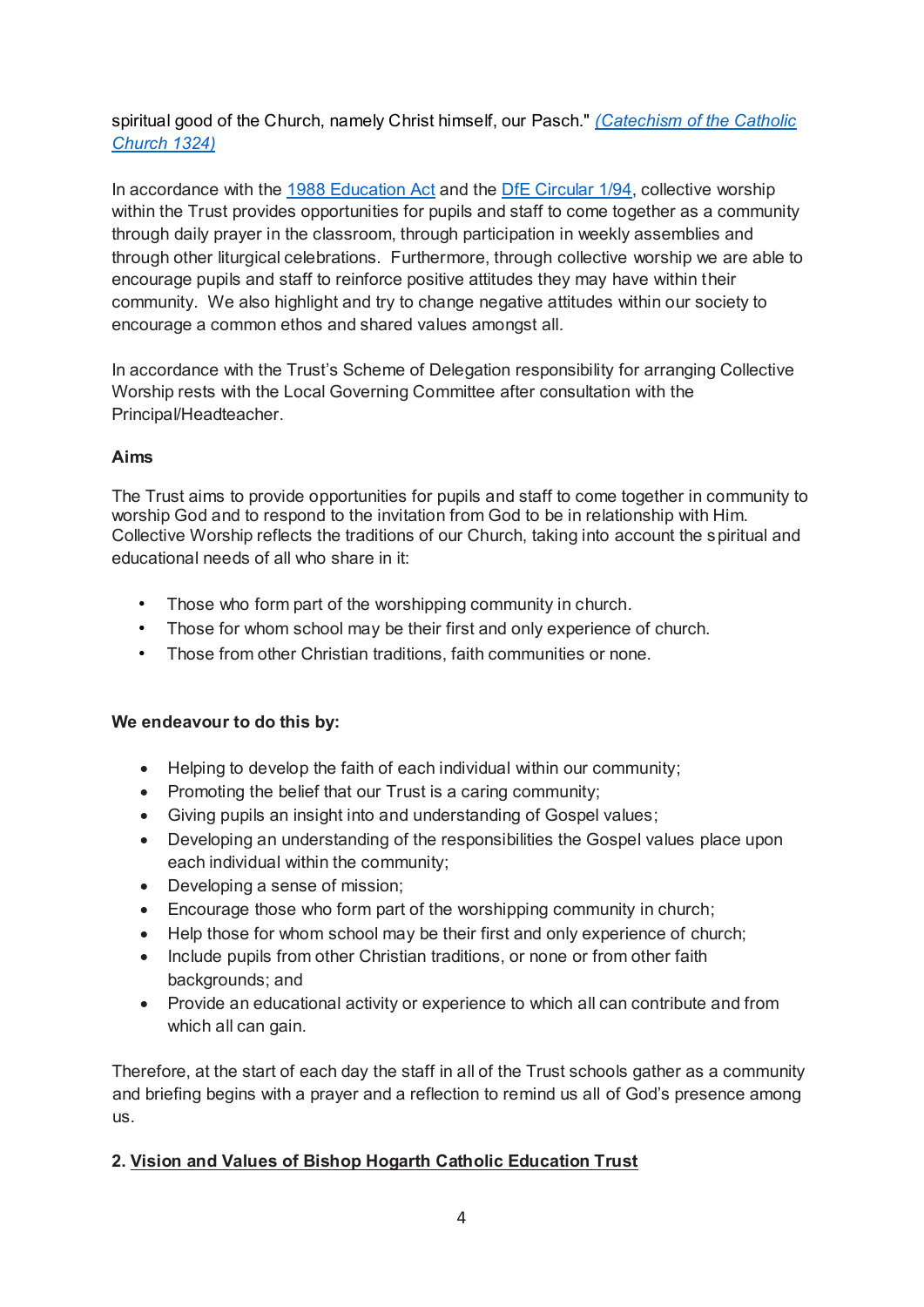spiritual good of the Church, namely Christ himself, our Pasch." [(Catechism of the Catholic Church 1324)]()

In accordance with the [1988 Education Act]() and the [DfE Circular 1/94](), collective worship within the Trust provides opportunities for pupils and staff to come together as a community through daily prayer in the classroom, through participation in weekly assemblies and through other liturgical celebrations. Furthermore, through collective worship we are able to encourage pupils and staff to reinforce positive attitudes they may have within their community. We also highlight and try to change negative attitudes within our society to encourage a common ethos and shared values amongst all.

In accordance with the Trust's Scheme of Delegation responsibility for arranging Collective Worship rests with the Local Governing Committee after consultation with the Principal/Headteacher.

**Aims**

The Trust aims to provide opportunities for pupils and staff to come together in community to worship God and to respond to the invitation from God to be in relationship with Him. Collective Worship reflects the traditions of our Church, taking into account the spiritual and educational needs of all who share in it:

- Those who form part of the worshipping community in church.
- Those for whom school may be their first and only experience of church.
- Those from other Christian traditions, faith communities or none.

**We endeavour to do this by:**

- Helping to develop the faith of each individual within our community;
- Promoting the belief that our Trust is a caring community;
- Giving pupils an insight into and understanding of Gospel values;
- Developing an understanding of the responsibilities the Gospel values place upon each individual within the community;
- Developing a sense of mission;
- Encourage those who form part of the worshipping community in church;
- Help those for whom school may be their first and only experience of church;
- Include pupils from other Christian traditions, or none or from other faith backgrounds; and
- Provide an educational activity or experience to which all can contribute and from which all can gain.

Therefore, at the start of each day the staff in all of the Trust schools gather as a community and briefing begins with a prayer and a reflection to remind us all of God's presence among us.

## 2. Vision and Values of Bishop Hogarth Catholic Education Trust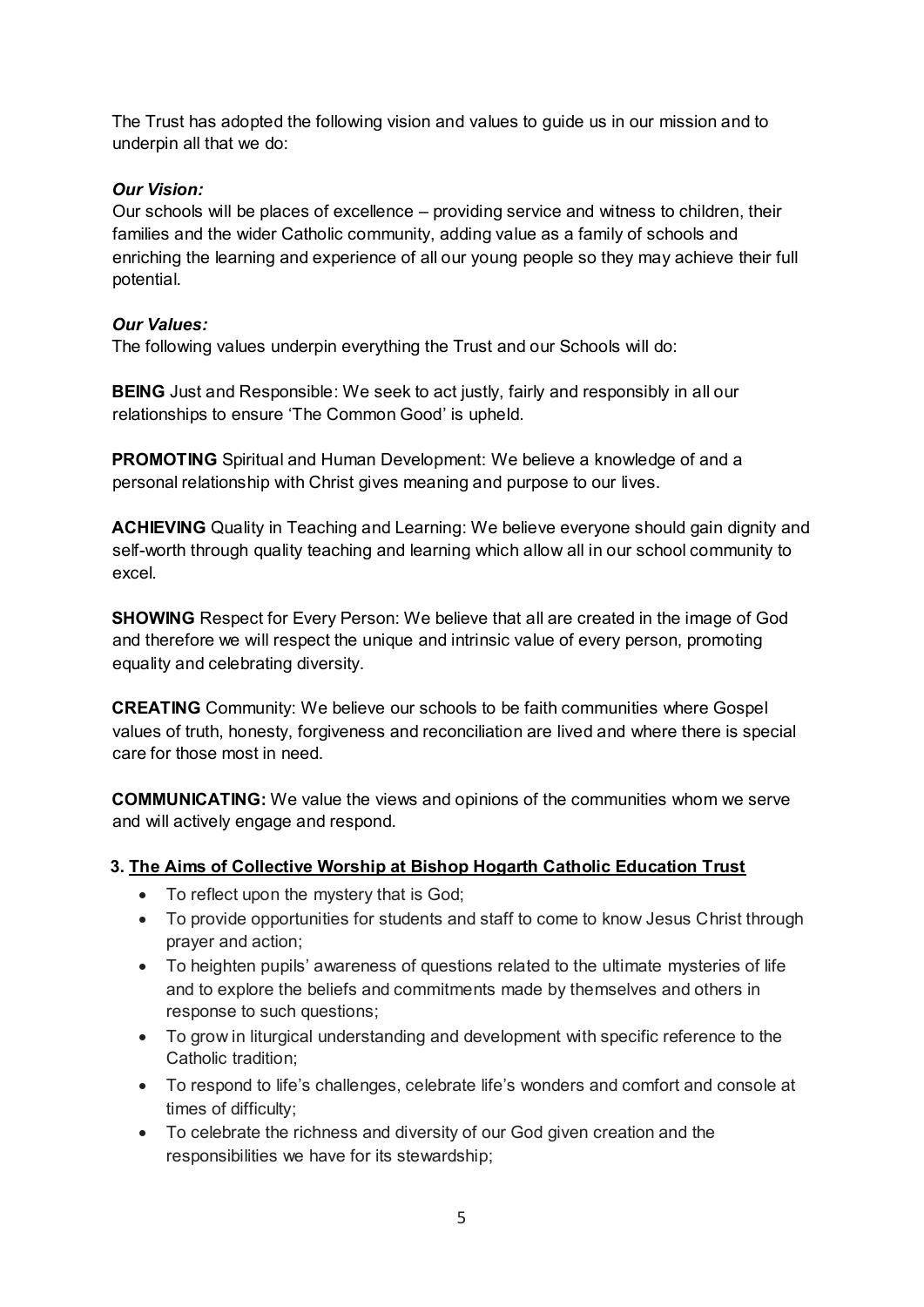The Trust has adopted the following vision and values to guide us in our mission and to underpin all that we do:

***Our Vision:***

Our schools will be places of excellence – providing service and witness to children, their families and the wider Catholic community, adding value as a family of schools and enriching the learning and experience of all our young people so they may achieve their full potential.

***Our Values:***

The following values underpin everything the Trust and our Schools will do:

**BEING** Just and Responsible: We seek to act justly, fairly and responsibly in all our relationships to ensure 'The Common Good' is upheld.

**PROMOTING** Spiritual and Human Development: We believe a knowledge of and a personal relationship with Christ gives meaning and purpose to our lives.

**ACHIEVING** Quality in Teaching and Learning: We believe everyone should gain dignity and self-worth through quality teaching and learning which allow all in our school community to excel.

**SHOWING** Respect for Every Person: We believe that all are created in the image of God and therefore we will respect the unique and intrinsic value of every person, promoting equality and celebrating diversity.

**CREATING** Community: We believe our schools to be faith communities where Gospel values of truth, honesty, forgiveness and reconciliation are lived and where there is special care for those most in need.

**COMMUNICATING:** We value the views and opinions of the communities whom we serve and will actively engage and respond.

## 3. The Aims of Collective Worship at Bishop Hogarth Catholic Education Trust

- To reflect upon the mystery that is God;
- To provide opportunities for students and staff to come to know Jesus Christ through prayer and action;
- To heighten pupils' awareness of questions related to the ultimate mysteries of life and to explore the beliefs and commitments made by themselves and others in response to such questions;
- To grow in liturgical understanding and development with specific reference to the Catholic tradition;
- To respond to life's challenges, celebrate life's wonders and comfort and console at times of difficulty;
- To celebrate the richness and diversity of our God given creation and the responsibilities we have for its stewardship;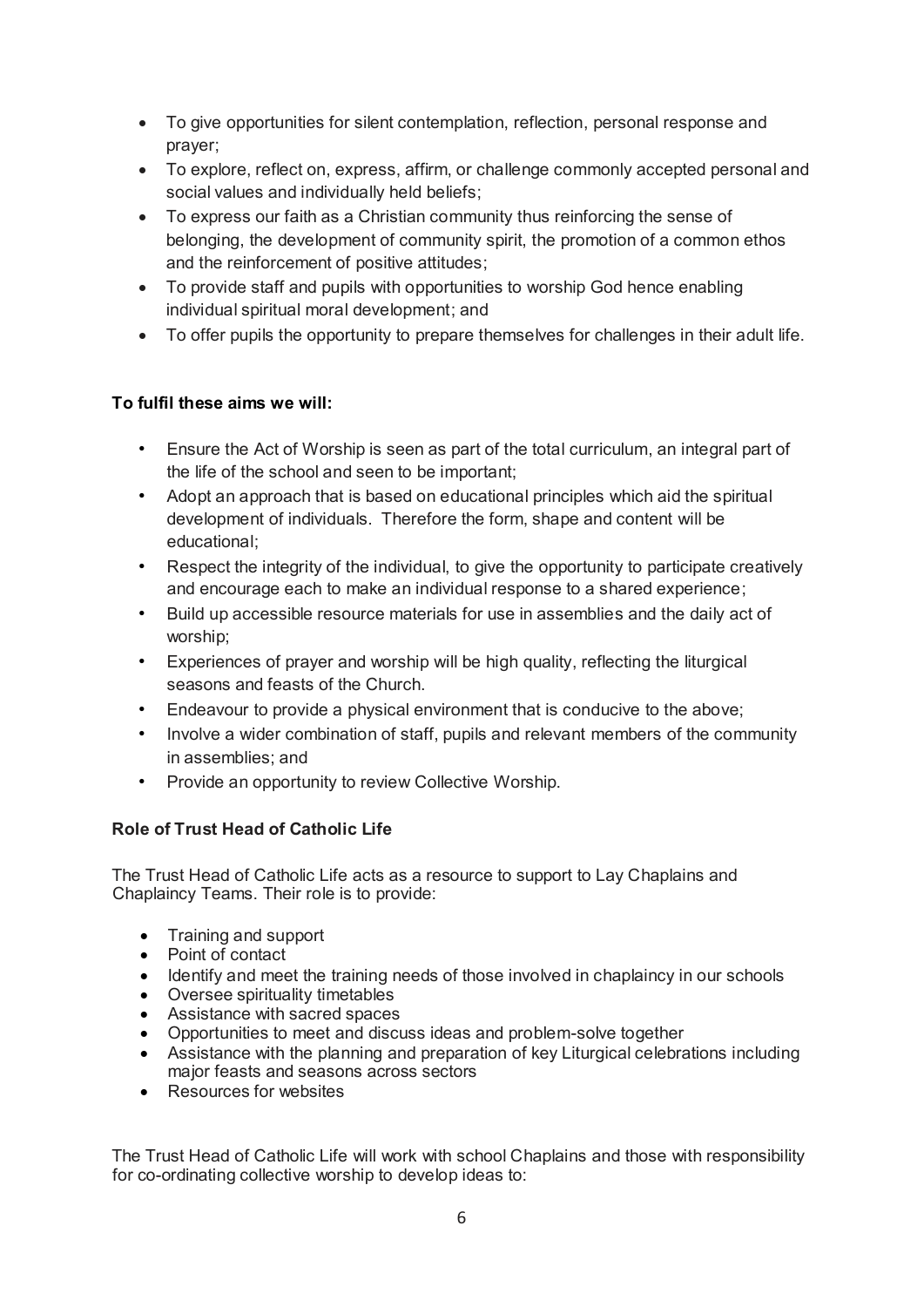- To give opportunities for silent contemplation, reflection, personal response and prayer;
- To explore, reflect on, express, affirm, or challenge commonly accepted personal and social values and individually held beliefs;
- To express our faith as a Christian community thus reinforcing the sense of belonging, the development of community spirit, the promotion of a common ethos and the reinforcement of positive attitudes;
- To provide staff and pupils with opportunities to worship God hence enabling individual spiritual moral development; and
- To offer pupils the opportunity to prepare themselves for challenges in their adult life.

**To fulfil these aims we will:**

- Ensure the Act of Worship is seen as part of the total curriculum, an integral part of the life of the school and seen to be important;
- Adopt an approach that is based on educational principles which aid the spiritual development of individuals. Therefore the form, shape and content will be educational;
- Respect the integrity of the individual, to give the opportunity to participate creatively and encourage each to make an individual response to a shared experience;
- Build up accessible resource materials for use in assemblies and the daily act of worship;
- Experiences of prayer and worship will be high quality, reflecting the liturgical seasons and feasts of the Church.
- Endeavour to provide a physical environment that is conducive to the above;
- Involve a wider combination of staff, pupils and relevant members of the community in assemblies; and
- Provide an opportunity to review Collective Worship.

**Role of Trust Head of Catholic Life**

The Trust Head of Catholic Life acts as a resource to support to Lay Chaplains and Chaplaincy Teams. Their role is to provide:

- Training and support
- Point of contact
- Identify and meet the training needs of those involved in chaplaincy in our schools
- Oversee spirituality timetables
- Assistance with sacred spaces
- Opportunities to meet and discuss ideas and problem-solve together
- Assistance with the planning and preparation of key Liturgical celebrations including major feasts and seasons across sectors
- Resources for websites

The Trust Head of Catholic Life will work with school Chaplains and those with responsibility for co-ordinating collective worship to develop ideas to: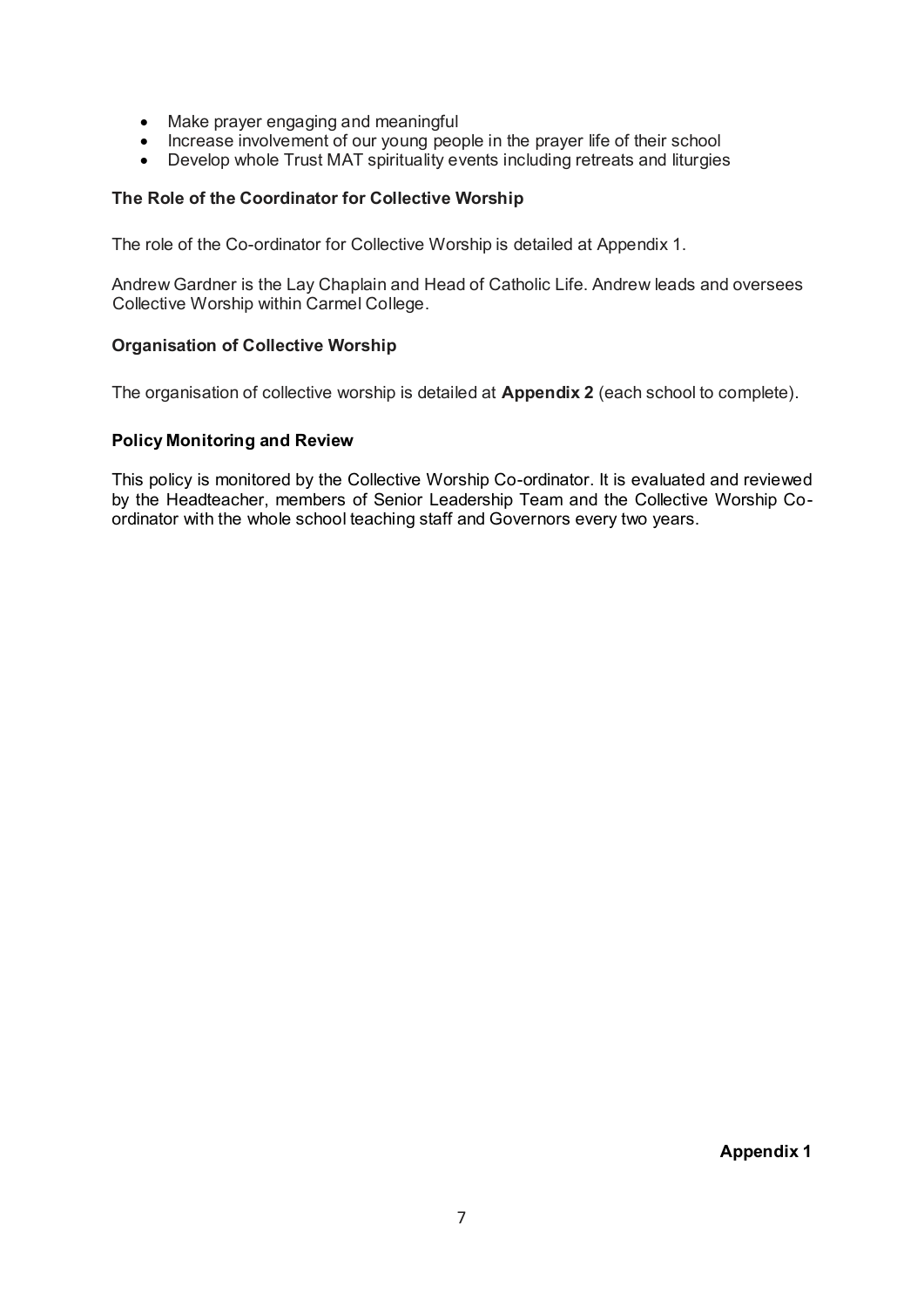- Make prayer engaging and meaningful
- Increase involvement of our young people in the prayer life of their school
- Develop whole Trust MAT spirituality events including retreats and liturgies

**The Role of the Coordinator for Collective Worship**

The role of the Co-ordinator for Collective Worship is detailed at Appendix 1.

Andrew Gardner is the Lay Chaplain and Head of Catholic Life. Andrew leads and oversees Collective Worship within Carmel College.

**Organisation of Collective Worship**

The organisation of collective worship is detailed at **Appendix 2** (each school to complete).

**Policy Monitoring and Review**

This policy is monitored by the Collective Worship Co-ordinator. It is evaluated and reviewed by the Headteacher, members of Senior Leadership Team and the Collective Worship Co-ordinator with the whole school teaching staff and Governors every two years.

**Appendix 1**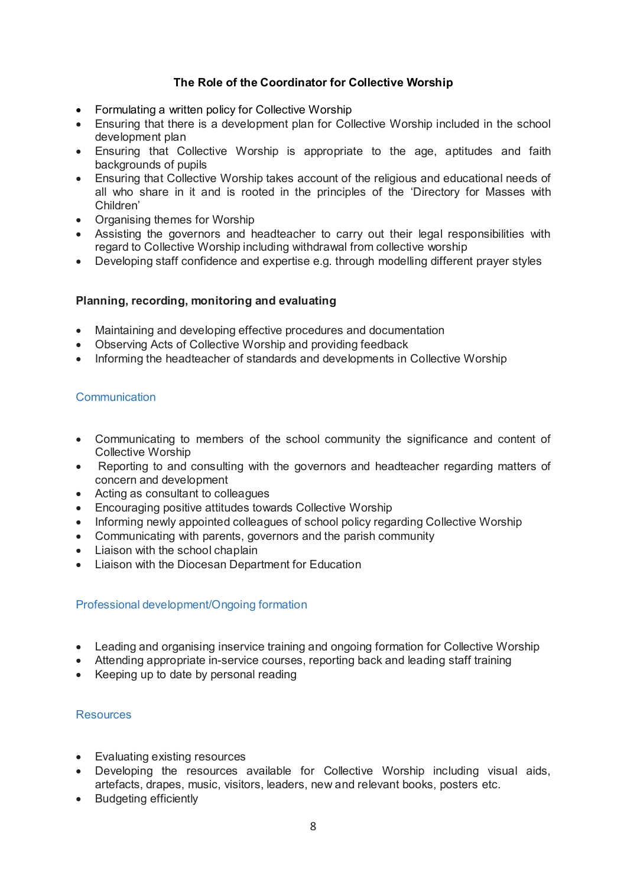## The Role of the Coordinator for Collective Worship

- Formulating a written policy for Collective Worship
- Ensuring that there is a development plan for Collective Worship included in the school development plan
- Ensuring that Collective Worship is appropriate to the age, aptitudes and faith backgrounds of pupils
- Ensuring that Collective Worship takes account of the religious and educational needs of all who share in it and is rooted in the principles of the 'Directory for Masses with Children'
- Organising themes for Worship
- Assisting the governors and headteacher to carry out their legal responsibilities with regard to Collective Worship including withdrawal from collective worship
- Developing staff confidence and expertise e.g. through modelling different prayer styles

### Planning, recording, monitoring and evaluating

- Maintaining and developing effective procedures and documentation
- Observing Acts of Collective Worship and providing feedback
- Informing the headteacher of standards and developments in Collective Worship

### Communication

- Communicating to members of the school community the significance and content of Collective Worship
- Reporting to and consulting with the governors and headteacher regarding matters of concern and development
- Acting as consultant to colleagues
- Encouraging positive attitudes towards Collective Worship
- Informing newly appointed colleagues of school policy regarding Collective Worship
- Communicating with parents, governors and the parish community
- Liaison with the school chaplain
- Liaison with the Diocesan Department for Education

### Professional development/Ongoing formation

- Leading and organising inservice training and ongoing formation for Collective Worship
- Attending appropriate in-service courses, reporting back and leading staff training
- Keeping up to date by personal reading

### Resources

- Evaluating existing resources
- Developing the resources available for Collective Worship including visual aids, artefacts, drapes, music, visitors, leaders, new and relevant books, posters etc.
- Budgeting efficiently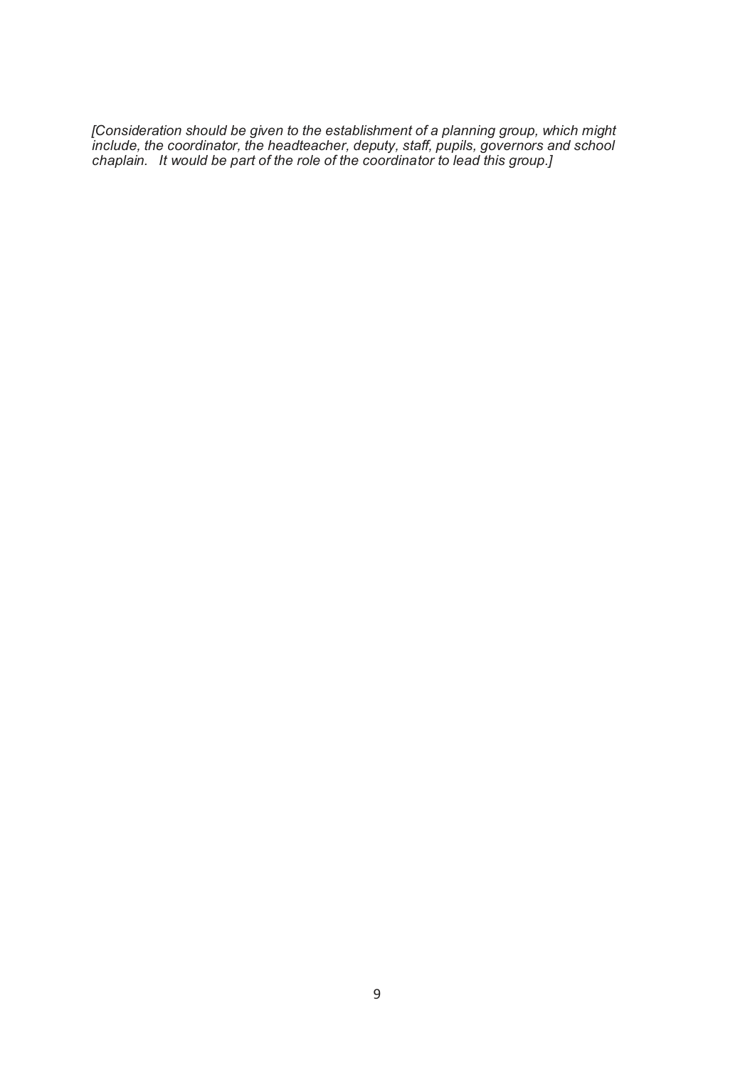*[Consideration should be given to the establishment of a planning group, which might include, the coordinator, the headteacher, deputy, staff, pupils, governors and school chaplain. It would be part of the role of the coordinator to lead this group.]*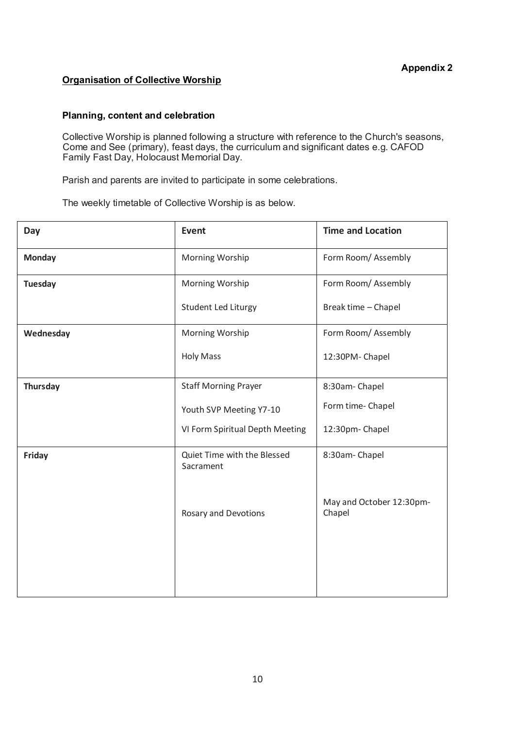**Appendix 2**

**Organisation of Collective Worship**

**Planning, content and celebration**

Collective Worship is planned following a structure with reference to the Church's seasons, Come and See (primary), feast days, the curriculum and significant dates e.g. CAFOD Family Fast Day, Holocaust Memorial Day.

Parish and parents are invited to participate in some celebrations.

The weekly timetable of Collective Worship is as below.

| Day | Event | Time and Location |
|---|---|---|
| **Monday** | Morning Worship | Form Room/ Assembly |
| **Tuesday** | Morning Worship<br>Student Led Liturgy | Form Room/ Assembly<br>Break time – Chapel |
| **Wednesday** | Morning Worship<br>Holy Mass | Form Room/ Assembly<br>12:30PM- Chapel |
| **Thursday** | Staff Morning Prayer<br>Youth SVP Meeting Y7-10<br>VI Form Spiritual Depth Meeting | 8:30am- Chapel<br>Form time- Chapel<br>12:30pm- Chapel |
| **Friday** | Quiet Time with the Blessed Sacrament<br>Rosary and Devotions | 8:30am- Chapel<br>May and October 12:30pm- Chapel |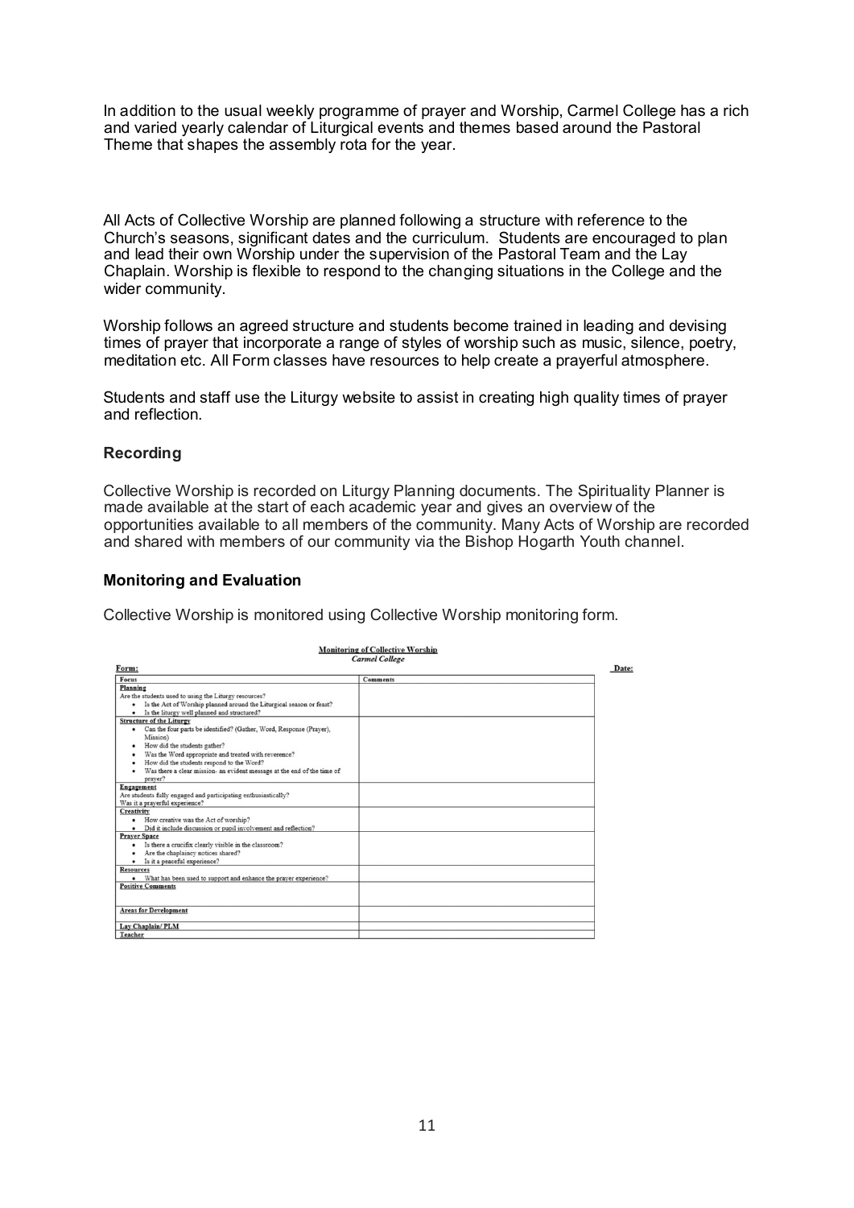In addition to the usual weekly programme of prayer and Worship, Carmel College has a rich and varied yearly calendar of Liturgical events and themes based around the Pastoral Theme that shapes the assembly rota for the year.

All Acts of Collective Worship are planned following a structure with reference to the Church's seasons, significant dates and the curriculum. Students are encouraged to plan and lead their own Worship under the supervision of the Pastoral Team and the Lay Chaplain. Worship is flexible to respond to the changing situations in the College and the wider community.

Worship follows an agreed structure and students become trained in leading and devising times of prayer that incorporate a range of styles of worship such as music, silence, poetry, meditation etc. All Form classes have resources to help create a prayerful atmosphere.

Students and staff use the Liturgy website to assist in creating high quality times of prayer and reflection.

### Recording

Collective Worship is recorded on Liturgy Planning documents. The Spirituality Planner is made available at the start of each academic year and gives an overview of the opportunities available to all members of the community. Many Acts of Worship are recorded and shared with members of our community via the Bishop Hogarth Youth channel.

### Monitoring and Evaluation

Collective Worship is monitored using Collective Worship monitoring form.

**Monitoring of Collective Worship**
*Carmel College*

**Form:** **Date:**

| Focus | Comments |
|---|---|
| **Planning**<br>Are the students used to using the Liturgy resources?<br>• Is the Act of Worship planned around the Liturgical season or feast?<br>• Is the liturgy well planned and structured? | |
| **Structure of the Liturgy**<br>• Can the four parts be identified? (Gather, Word, Response (Prayer), Mission)<br>• How did the students gather?<br>• Was the Word appropriate and treated with reverence?<br>• How did the students respond to the Word?<br>• Was there a clear mission- an evident message at the end of the time of prayer? | |
| **Engagement**<br>Are students fully engaged and participating enthusiastically?<br>Was it a prayerful experience? | |
| **Creativity**<br>• How creative was the Act of worship?<br>• Did it include discussion or pupil involvement and reflection? | |
| **Prayer Space**<br>• Is there a crucifix clearly visible in the classroom?<br>• Are the chaplaincy notices shared?<br>• Is it a peaceful experience? | |
| **Resources**<br>• What has been used to support and enhance the prayer experience? | |
| **Positive Comments** | |
| **Areas for Development** | |
| **Lay Chaplain/ PLM** | |
| **Teacher** | |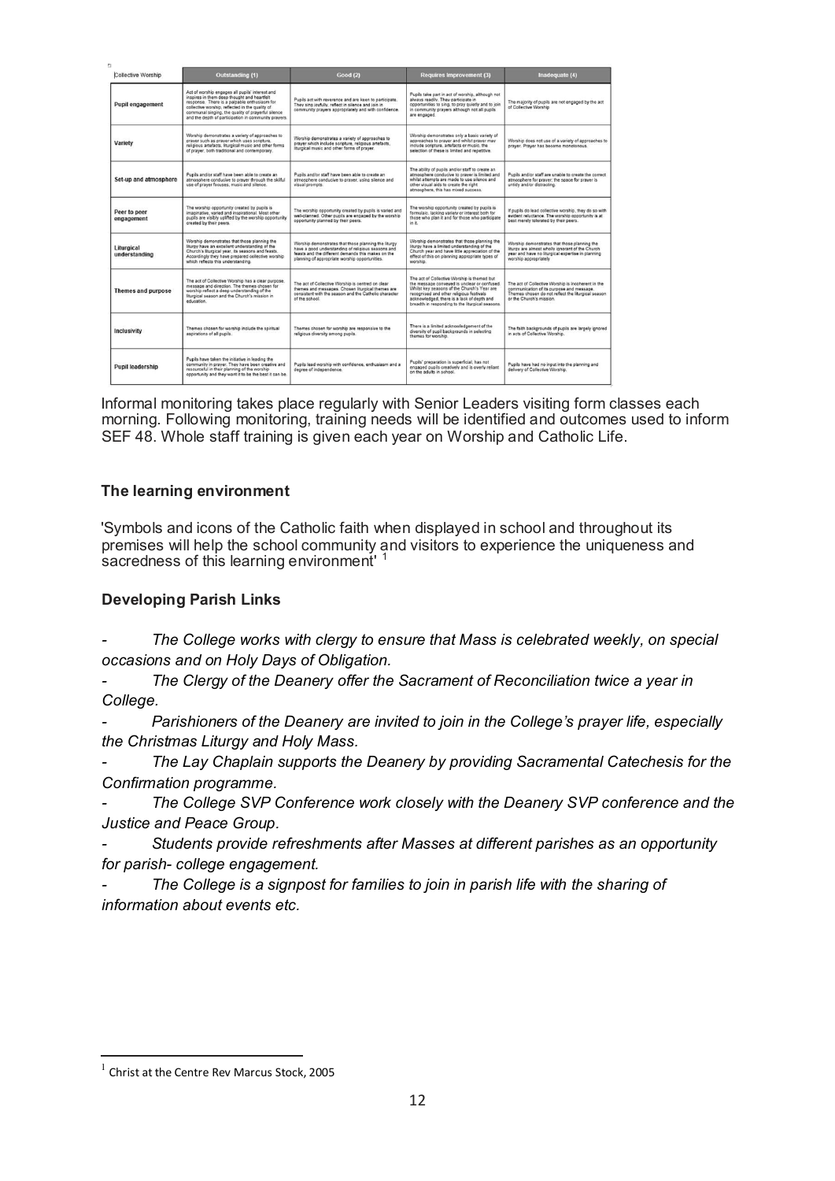| Collective Worship | Outstanding (1) | Good (2) | Requires Improvement (3) | Inadequate (4) |
| --- | --- | --- | --- | --- |
| Pupil engagement | Act of worship engages all pupils' interest and inspires in them deep thought and heartfelt response. There is a palpable enthusiasm for collective worship, reflected in the quality of communal singing, the quality of prayerful silence and the depth of participation in community prayers. | Pupils act with reverence and are keen to participate. They sing joyfully, reflect in silence and join in community prayers appropriately and with confidence. | Pupils take part in act of worship, although not always readily. They participate in opportunities to sing, to pray quietly and to join in community prayers although not all pupils are engaged. | The majority of pupils are not engaged by the act of Collective Worship |
| Variety | Worship demonstrates a variety of approaches to prayer such as prayer which uses scripture, religious artefacts, liturgical music and other forms of prayer, both traditional and contemporary. | Worship demonstrates a variety of approaches to prayer which include scripture, religious artefacts, liturgical music and other forms of prayer. | Worship demonstrates only a basic variety of approaches to prayer and whilst prayer may include scripture, artefacts or music, the selection of these is limited and repetitive. | Worship does not use of a variety of approaches to prayer. Prayer has become monotonous. |
| Set-up and atmosphere | Pupils and/or staff have been able to create an atmosphere conducive to prayer through the skilful use of prayer focuses, music and silence. | Pupils and/or staff have been able to create an atmosphere conducive to prayer, using silence and visual prompts. | The ability of pupils and/or staff to create an atmosphere conducive to prayer is limited and whilst attempts are made to use silence and other visual aids to create the right atmosphere, this has mixed success. | Pupils and/or staff are unable to create the correct atmosphere for prayer; the space for prayer is untidy and/or distracting. |
| Peer to peer engagement | The worship opportunity created by pupils is imaginative, varied and inspirational. Most other pupils are visibly uplifted by the worship opportunity created by their peers. | The worship opportunity created by pupils is varied and well-planned. Other pupils are engaged by the worship opportunity planned by their peers. | The worship opportunity created by pupils is formulaic, lacking variety or interest both for those who plan it and for those who participate in it. | If pupils do lead collective worship, they do so with evident reluctance. The worship opportunity is at best merely tolerated by their peers. |
| Liturgical understanding | Worship demonstrates that those planning the liturgy have an excellent understanding of the Church's liturgical year, its seasons and feasts. Accordingly they have prepared collective worship which reflects this understanding. | Worship demonstrates that those planning the liturgy have a good understanding of religious seasons and feasts and the different demands this makes on the planning of appropriate worship opportunities. | Worship demonstrates that those planning the liturgy have a limited understanding of the Church year and have little appreciation of the effect of this on planning appropriate types of worship. | Worship demonstrates that those planning the liturgy are almost wholly ignorant of the Church year and have no liturgical expertise in planning worship appropriately |
| Themes and purpose | The act of Collective Worship has a clear purpose, message and direction. The themes chosen for worship reflect a deep understanding of the liturgical season and the Church's mission in education. | The act of Collective Worship is centred on clear themes and messages. Chosen liturgical themes are consistent with the season and the Catholic character of the school. | The act of Collective Worship is themed but the message conveyed is unclear or confused. Whilst key seasons of the Church's Year are recognised and other religious festivals acknowledged, there is a lack of depth and breadth in responding to the liturgical seasons. | The act of Collective Worship is incoherent in the communication of its purpose and message. Themes chosen do not reflect the liturgical season or the Church's mission. |
| Inclusivity | Themes chosen for worship include the spiritual aspirations of all pupils. | Themes chosen for worship are responsive to the religious diversity among pupils. | There is a limited acknowledgement of the diversity of pupil backgrounds in selecting themes for worship. | The faith backgrounds of pupils are largely ignored in acts of Collective Worship. |
| Pupil leadership | Pupils have taken the initiative in leading the community in prayer. They have been creative and resourceful in their planning of the worship opportunity and they want it to be the best it can be. | Pupils lead worship with confidence, enthusiasm and a degree of independence. | Pupils' preparation is superficial, has not engaged pupils creatively and is overly reliant on the adults in school. | Pupils have had no input into the planning and delivery of Collective Worship. |

Informal monitoring takes place regularly with Senior Leaders visiting form classes each morning. Following monitoring, training needs will be identified and outcomes used to inform SEF 48. Whole staff training is given each year on Worship and Catholic Life.

**The learning environment**

'Symbols and icons of the Catholic faith when displayed in school and throughout its premises will help the school community and visitors to experience the uniqueness and sacredness of this learning environment' [1]

**Developing Parish Links**

- *The College works with clergy to ensure that Mass is celebrated weekly, on special occasions and on Holy Days of Obligation.*
- *The Clergy of the Deanery offer the Sacrament of Reconciliation twice a year in College.*
- *Parishioners of the Deanery are invited to join in the College's prayer life, especially the Christmas Liturgy and Holy Mass.*
- *The Lay Chaplain supports the Deanery by providing Sacramental Catechesis for the Confirmation programme.*
- *The College SVP Conference work closely with the Deanery SVP conference and the Justice and Peace Group.*
- *Students provide refreshments after Masses at different parishes as an opportunity for parish- college engagement.*
- *The College is a signpost for families to join in parish life with the sharing of information about events etc.*

[1] Christ at the Centre Rev Marcus Stock, 2005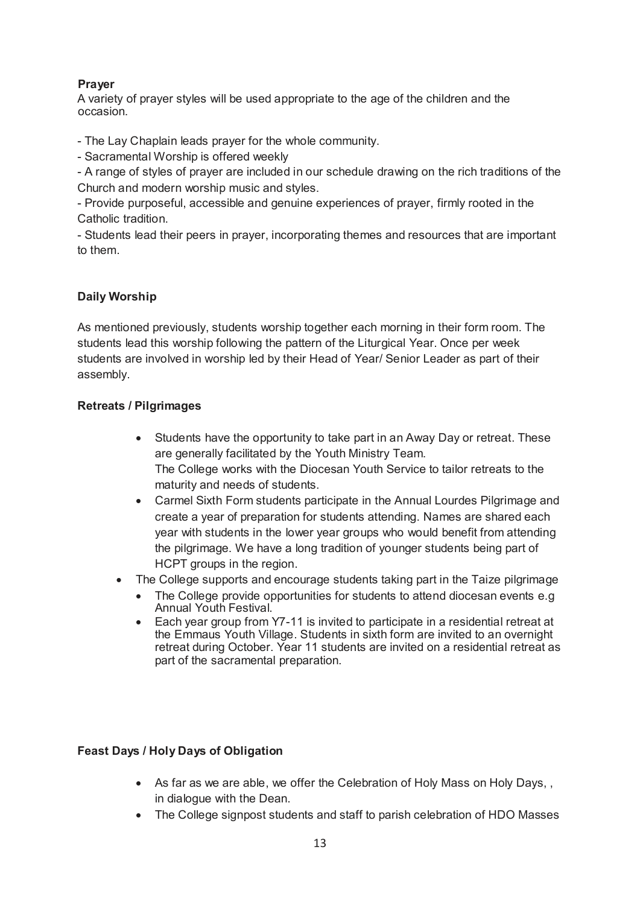**Prayer**
A variety of prayer styles will be used appropriate to the age of the children and the occasion.

- The Lay Chaplain leads prayer for the whole community.
- Sacramental Worship is offered weekly
- A range of styles of prayer are included in our schedule drawing on the rich traditions of the Church and modern worship music and styles.
- Provide purposeful, accessible and genuine experiences of prayer, firmly rooted in the Catholic tradition.
- Students lead their peers in prayer, incorporating themes and resources that are important to them.

**Daily Worship**

As mentioned previously, students worship together each morning in their form room. The students lead this worship following the pattern of the Liturgical Year. Once per week students are involved in worship led by their Head of Year/ Senior Leader as part of their assembly.

**Retreats / Pilgrimages**

- Students have the opportunity to take part in an Away Day or retreat. These are generally facilitated by the Youth Ministry Team. The College works with the Diocesan Youth Service to tailor retreats to the maturity and needs of students.
- Carmel Sixth Form students participate in the Annual Lourdes Pilgrimage and create a year of preparation for students attending. Names are shared each year with students in the lower year groups who would benefit from attending the pilgrimage. We have a long tradition of younger students being part of HCPT groups in the region.
- The College supports and encourage students taking part in the Taize pilgrimage
- The College provide opportunities for students to attend diocesan events e.g Annual Youth Festival.
- Each year group from Y7-11 is invited to participate in a residential retreat at the Emmaus Youth Village. Students in sixth form are invited to an overnight retreat during October. Year 11 students are invited on a residential retreat as part of the sacramental preparation.

**Feast Days / Holy Days of Obligation**

- As far as we are able, we offer the Celebration of Holy Mass on Holy Days, , in dialogue with the Dean.
- The College signpost students and staff to parish celebration of HDO Masses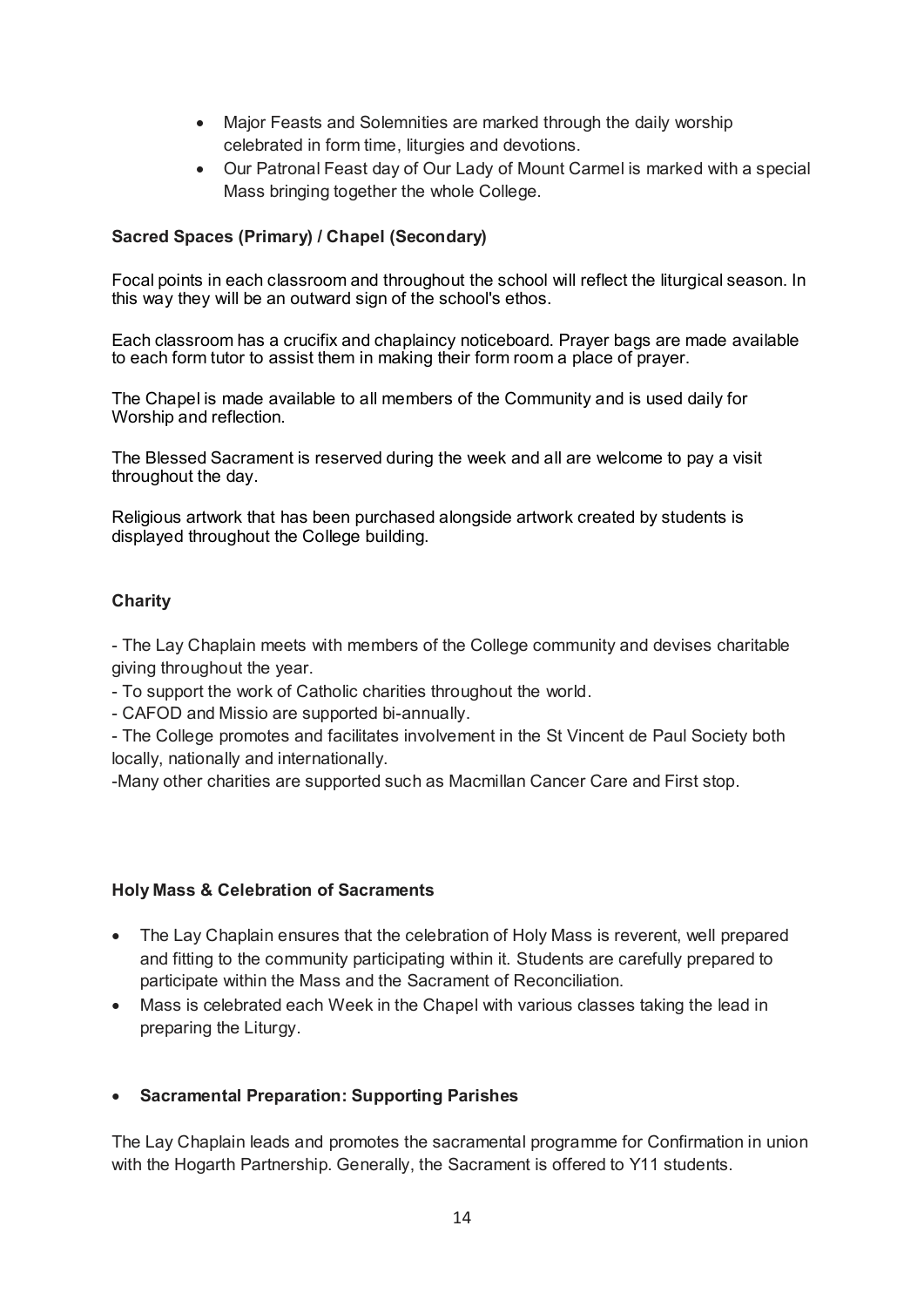- Major Feasts and Solemnities are marked through the daily worship celebrated in form time, liturgies and devotions.
- Our Patronal Feast day of Our Lady of Mount Carmel is marked with a special Mass bringing together the whole College.

**Sacred Spaces (Primary) / Chapel (Secondary)**

Focal points in each classroom and throughout the school will reflect the liturgical season. In this way they will be an outward sign of the school's ethos.

Each classroom has a crucifix and chaplaincy noticeboard. Prayer bags are made available to each form tutor to assist them in making their form room a place of prayer.

The Chapel is made available to all members of the Community and is used daily for Worship and reflection.

The Blessed Sacrament is reserved during the week and all are welcome to pay a visit throughout the day.

Religious artwork that has been purchased alongside artwork created by students is displayed throughout the College building.

**Charity**

- The Lay Chaplain meets with members of the College community and devises charitable giving throughout the year.
- To support the work of Catholic charities throughout the world.
- CAFOD and Missio are supported bi-annually.
- The College promotes and facilitates involvement in the St Vincent de Paul Society both locally, nationally and internationally.
- Many other charities are supported such as Macmillan Cancer Care and First stop.

**Holy Mass & Celebration of Sacraments**

- The Lay Chaplain ensures that the celebration of Holy Mass is reverent, well prepared and fitting to the community participating within it. Students are carefully prepared to participate within the Mass and the Sacrament of Reconciliation.
- Mass is celebrated each Week in the Chapel with various classes taking the lead in preparing the Liturgy.

- **Sacramental Preparation: Supporting Parishes**

The Lay Chaplain leads and promotes the sacramental programme for Confirmation in union with the Hogarth Partnership. Generally, the Sacrament is offered to Y11 students.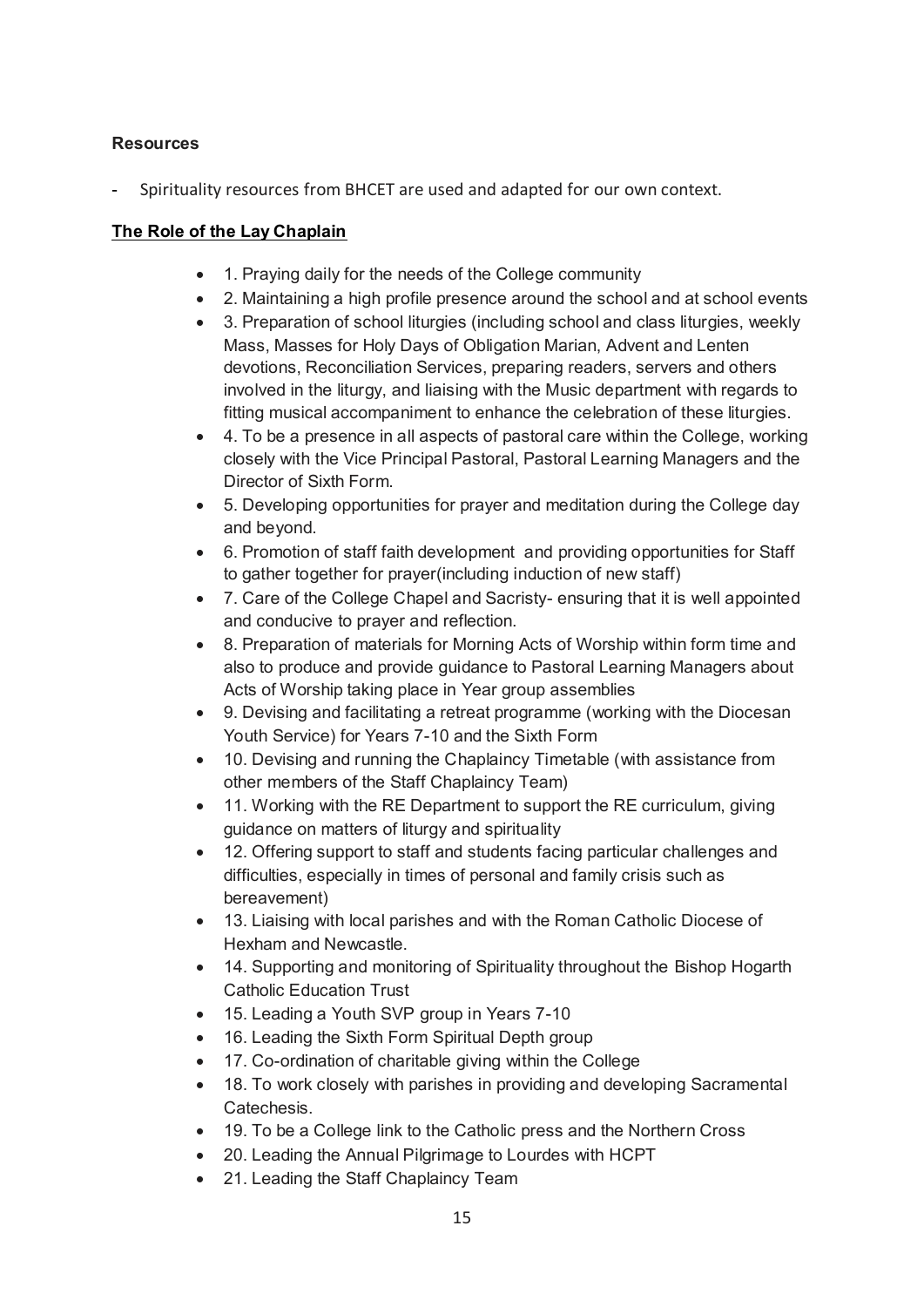**Resources**

- Spirituality resources from BHCET are used and adapted for our own context.

**The Role of the Lay Chaplain**

- 1. Praying daily for the needs of the College community
- 2. Maintaining a high profile presence around the school and at school events
- 3. Preparation of school liturgies (including school and class liturgies, weekly Mass, Masses for Holy Days of Obligation Marian, Advent and Lenten devotions, Reconciliation Services, preparing readers, servers and others involved in the liturgy, and liaising with the Music department with regards to fitting musical accompaniment to enhance the celebration of these liturgies.
- 4. To be a presence in all aspects of pastoral care within the College, working closely with the Vice Principal Pastoral, Pastoral Learning Managers and the Director of Sixth Form.
- 5. Developing opportunities for prayer and meditation during the College day and beyond.
- 6. Promotion of staff faith development and providing opportunities for Staff to gather together for prayer(including induction of new staff)
- 7. Care of the College Chapel and Sacristy- ensuring that it is well appointed and conducive to prayer and reflection.
- 8. Preparation of materials for Morning Acts of Worship within form time and also to produce and provide guidance to Pastoral Learning Managers about Acts of Worship taking place in Year group assemblies
- 9. Devising and facilitating a retreat programme (working with the Diocesan Youth Service) for Years 7-10 and the Sixth Form
- 10. Devising and running the Chaplaincy Timetable (with assistance from other members of the Staff Chaplaincy Team)
- 11. Working with the RE Department to support the RE curriculum, giving guidance on matters of liturgy and spirituality
- 12. Offering support to staff and students facing particular challenges and difficulties, especially in times of personal and family crisis such as bereavement)
- 13. Liaising with local parishes and with the Roman Catholic Diocese of Hexham and Newcastle.
- 14. Supporting and monitoring of Spirituality throughout the Bishop Hogarth Catholic Education Trust
- 15. Leading a Youth SVP group in Years 7-10
- 16. Leading the Sixth Form Spiritual Depth group
- 17. Co-ordination of charitable giving within the College
- 18. To work closely with parishes in providing and developing Sacramental Catechesis.
- 19. To be a College link to the Catholic press and the Northern Cross
- 20. Leading the Annual Pilgrimage to Lourdes with HCPT
- 21. Leading the Staff Chaplaincy Team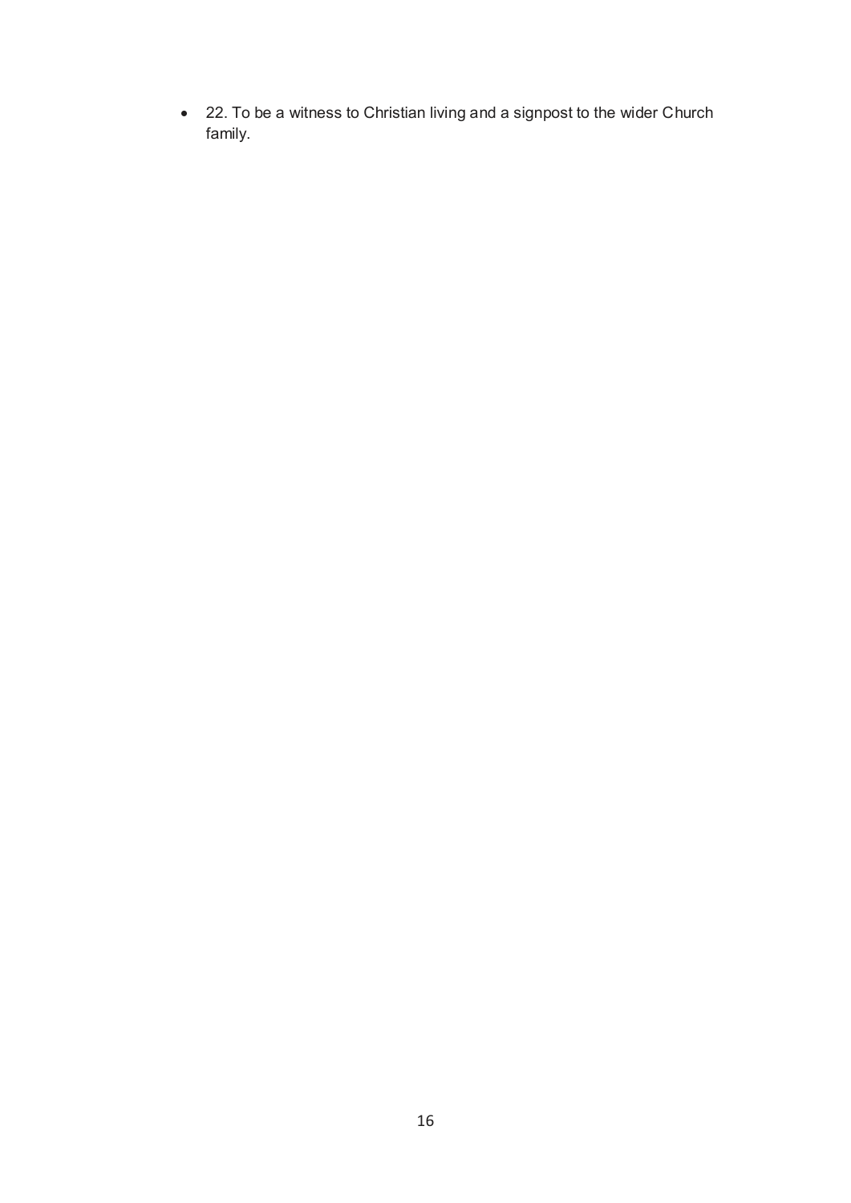- 22. To be a witness to Christian living and a signpost to the wider Church family.